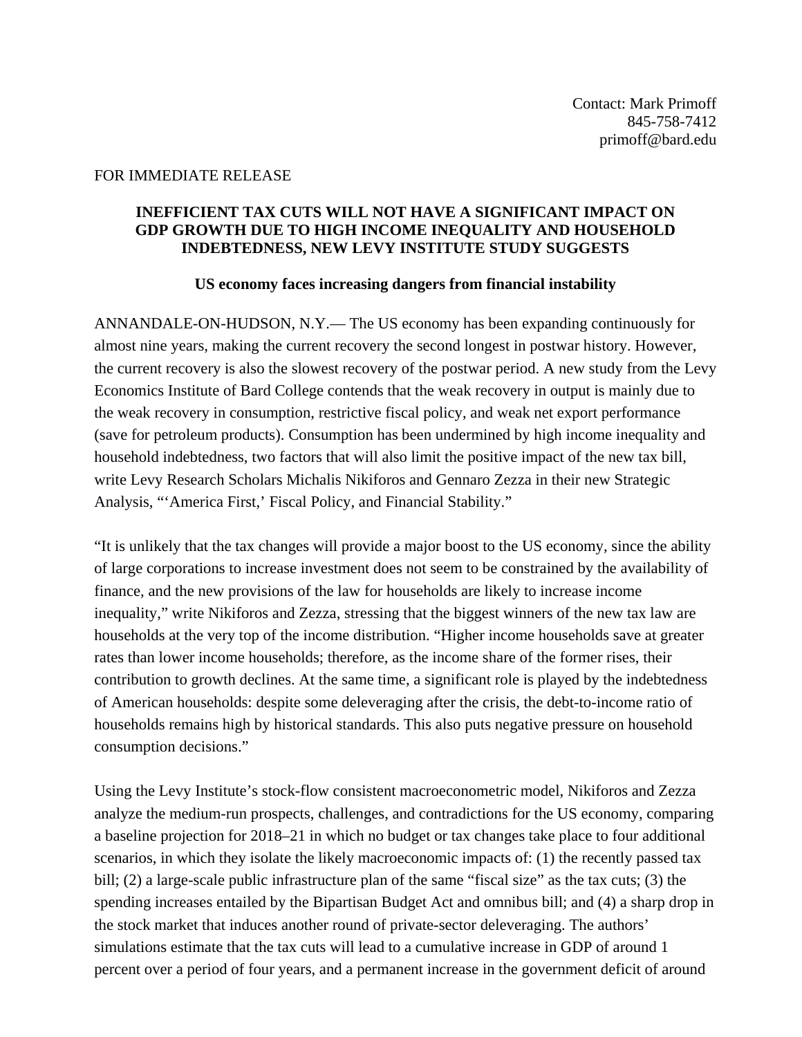Contact: Mark Primoff
845-758-7412
primoff@bard.edu

FOR IMMEDIATE RELEASE

# INEFFICIENT TAX CUTS WILL NOT HAVE A SIGNIFICANT IMPACT ON GDP GROWTH DUE TO HIGH INCOME INEQUALITY AND HOUSEHOLD INDEBTEDNESS, NEW LEVY INSTITUTE STUDY SUGGESTS

## US economy faces increasing dangers from financial instability

ANNANDALE-ON-HUDSON, N.Y.— The US economy has been expanding continuously for almost nine years, making the current recovery the second longest in postwar history. However, the current recovery is also the slowest recovery of the postwar period. A new study from the Levy Economics Institute of Bard College contends that the weak recovery in output is mainly due to the weak recovery in consumption, restrictive fiscal policy, and weak net export performance (save for petroleum products). Consumption has been undermined by high income inequality and household indebtedness, two factors that will also limit the positive impact of the new tax bill, write Levy Research Scholars Michalis Nikiforos and Gennaro Zezza in their new Strategic Analysis, "'America First,' Fiscal Policy, and Financial Stability."

"It is unlikely that the tax changes will provide a major boost to the US economy, since the ability of large corporations to increase investment does not seem to be constrained by the availability of finance, and the new provisions of the law for households are likely to increase income inequality," write Nikiforos and Zezza, stressing that the biggest winners of the new tax law are households at the very top of the income distribution. "Higher income households save at greater rates than lower income households; therefore, as the income share of the former rises, their contribution to growth declines. At the same time, a significant role is played by the indebtedness of American households: despite some deleveraging after the crisis, the debt-to-income ratio of households remains high by historical standards. This also puts negative pressure on household consumption decisions."

Using the Levy Institute's stock-flow consistent macroeconometric model, Nikiforos and Zezza analyze the medium-run prospects, challenges, and contradictions for the US economy, comparing a baseline projection for 2018–21 in which no budget or tax changes take place to four additional scenarios, in which they isolate the likely macroeconomic impacts of: (1) the recently passed tax bill; (2) a large-scale public infrastructure plan of the same "fiscal size" as the tax cuts; (3) the spending increases entailed by the Bipartisan Budget Act and omnibus bill; and (4) a sharp drop in the stock market that induces another round of private-sector deleveraging. The authors' simulations estimate that the tax cuts will lead to a cumulative increase in GDP of around 1 percent over a period of four years, and a permanent increase in the government deficit of around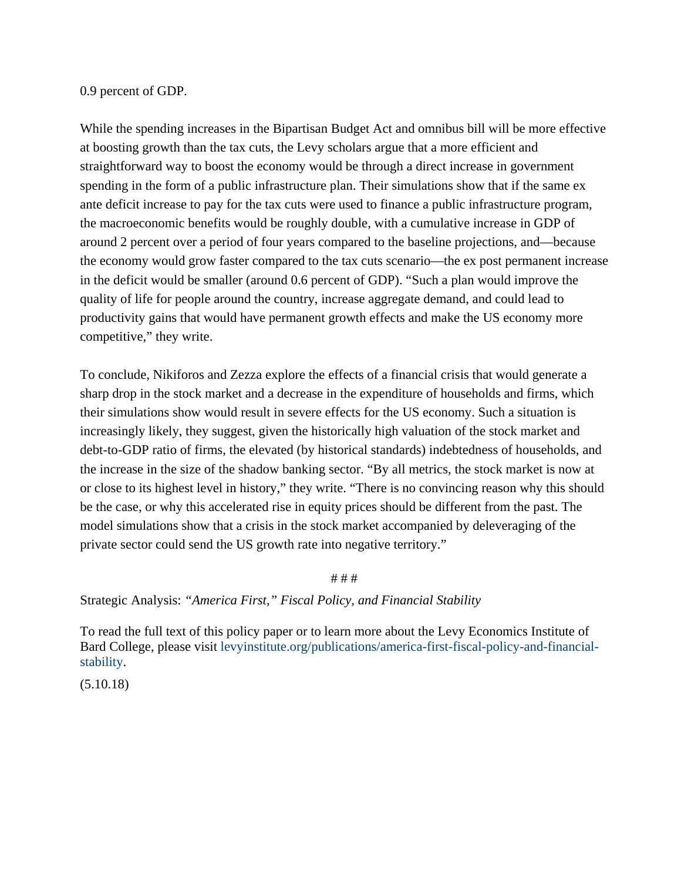0.9 percent of GDP.

While the spending increases in the Bipartisan Budget Act and omnibus bill will be more effective at boosting growth than the tax cuts, the Levy scholars argue that a more efficient and straightforward way to boost the economy would be through a direct increase in government spending in the form of a public infrastructure plan. Their simulations show that if the same ex ante deficit increase to pay for the tax cuts were used to finance a public infrastructure program, the macroeconomic benefits would be roughly double, with a cumulative increase in GDP of around 2 percent over a period of four years compared to the baseline projections, and—because the economy would grow faster compared to the tax cuts scenario—the ex post permanent increase in the deficit would be smaller (around 0.6 percent of GDP). "Such a plan would improve the quality of life for people around the country, increase aggregate demand, and could lead to productivity gains that would have permanent growth effects and make the US economy more competitive," they write.

To conclude, Nikiforos and Zezza explore the effects of a financial crisis that would generate a sharp drop in the stock market and a decrease in the expenditure of households and firms, which their simulations show would result in severe effects for the US economy. Such a situation is increasingly likely, they suggest, given the historically high valuation of the stock market and debt-to-GDP ratio of firms, the elevated (by historical standards) indebtedness of households, and the increase in the size of the shadow banking sector. "By all metrics, the stock market is now at or close to its highest level in history," they write. "There is no convincing reason why this should be the case, or why this accelerated rise in equity prices should be different from the past. The model simulations show that a crisis in the stock market accompanied by deleveraging of the private sector could send the US growth rate into negative territory."

# # #

Strategic Analysis: *"America First," Fiscal Policy, and Financial Stability*

To read the full text of this policy paper or to learn more about the Levy Economics Institute of Bard College, please visit levyinstitute.org/publications/america-first-fiscal-policy-and-financial-stability.

(5.10.18)